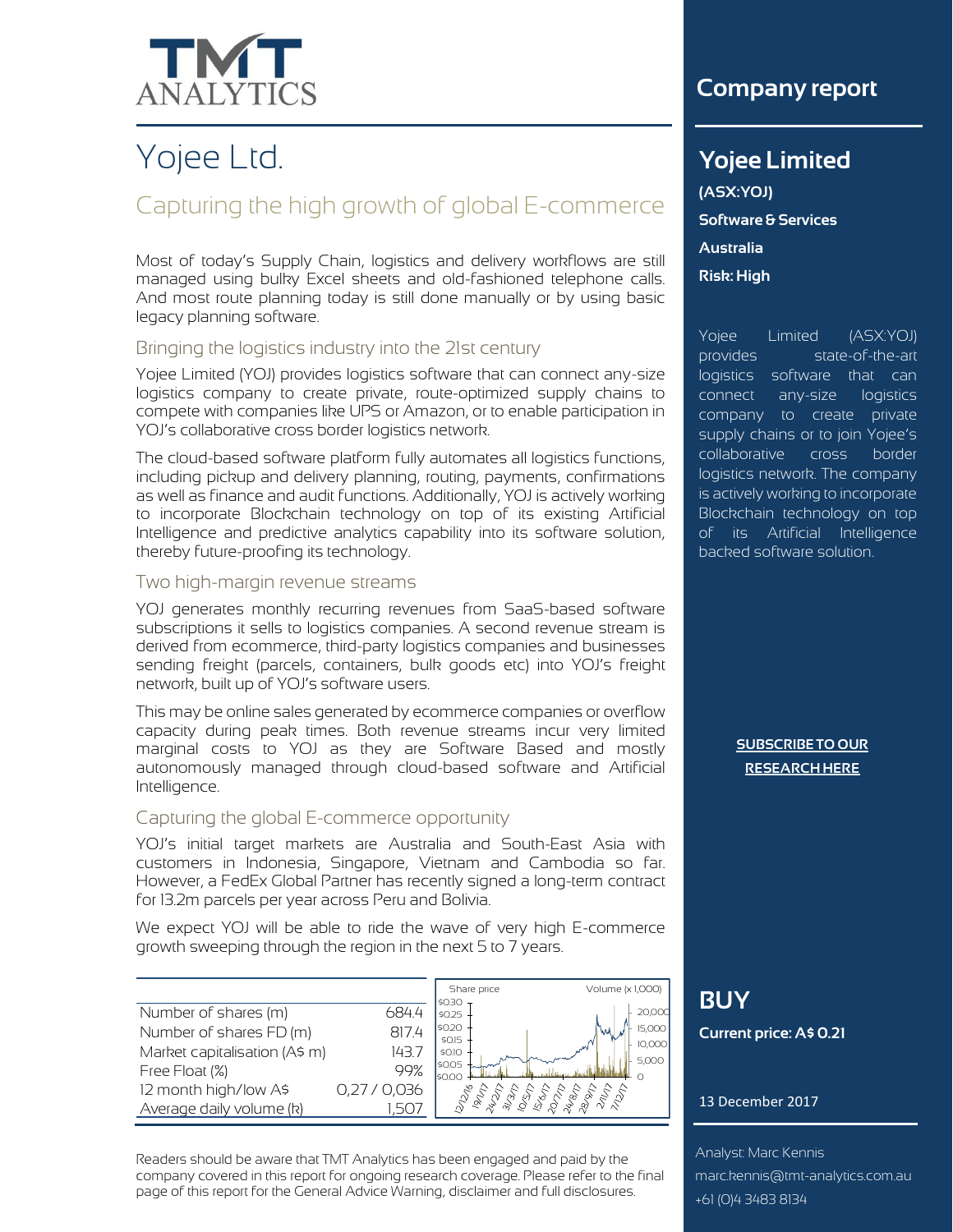TMT ANALYTICS

# Yojee Ltd.

## Capturing the high growth of global E-commerce

Most of today's Supply Chain, logistics and delivery workflows are still managed using bulky Excel sheets and old-fashioned telephone calls. And most route planning today is still done manually or by using basic legacy planning software.

### Bringing the logistics industry into the 21st century

Yojee Limited (YOJ) provides logistics software that can connect any-size logistics company to create private, route-optimized supply chains to compete with companies like UPS or Amazon, or to enable participation in YOJ's collaborative cross border logistics network.

The cloud-based software platform fully automates all logistics functions, including pickup and delivery planning, routing, payments, confirmations as well as finance and audit functions. Additionally, YOJ is actively working to incorporate Blockchain technology on top of its existing Artificial Intelligence and predictive analytics capability into its software solution, thereby future-proofing its technology.

### Two high-margin revenue streams

YOJ generates monthly recurring revenues from SaaS-based software subscriptions it sells to logistics companies. A second revenue stream is derived from ecommerce, third-party logistics companies and businesses sending freight (parcels, containers, bulk goods etc) into YOJ's freight network, built up of YOJ's software users.

This may be online sales generated by ecommerce companies or overflow capacity during peak times. Both revenue streams incur very limited marginal costs to YOJ as they are Software Based and mostly autonomously managed through cloud-based software and Artificial Intelligence.

### Capturing the global E-commerce opportunity

YOJ's initial target markets are Australia and South-East Asia with customers in Indonesia, Singapore, Vietnam and Cambodia so far. However, a FedEx Global Partner has recently signed a long-term contract for 13.2m parcels per year across Peru and Bolivia.

We expect YOJ will be able to ride the wave of very high E-commerce growth sweeping through the region in the next 5 to 7 years.

| | |
|---|---|
| Number of shares (m) | 684.4 |
| Number of shares FD (m) | 817.4 |
| Market capitalisation (A$ m) | 143.7 |
| Free Float (%) | 99% |
| 12 month high/low A$ | 0,27 / 0,036 |
| Average daily volume (k) | 1,507 |

Readers should be aware that TMT Analytics has been engaged and paid by the company covered in this report for ongoing research coverage. Please refer to the final page of this report for the General Advice Warning, disclaimer and full disclosures.

## Company report

**Yojee Limited**

**(ASX:YOJ)**

**Software & Services**

**Australia**

**Risk: High**

Yojee Limited (ASX:YOJ) provides state-of-the-art logistics software that can connect any-size logistics company to create private supply chains or to join Yojee's collaborative cross border logistics network. The company is actively working to incorporate Blockchain technology on top of its Artificial Intelligence backed software solution.

**SUBSCRIBE TO OUR RESEARCH HERE**

## BUY

**Current price: A$ 0.21**

13 December 2017

Analyst: Marc Kennis

marc.kennis@tmt-analytics.com.au

+61 (0)4 3483 8134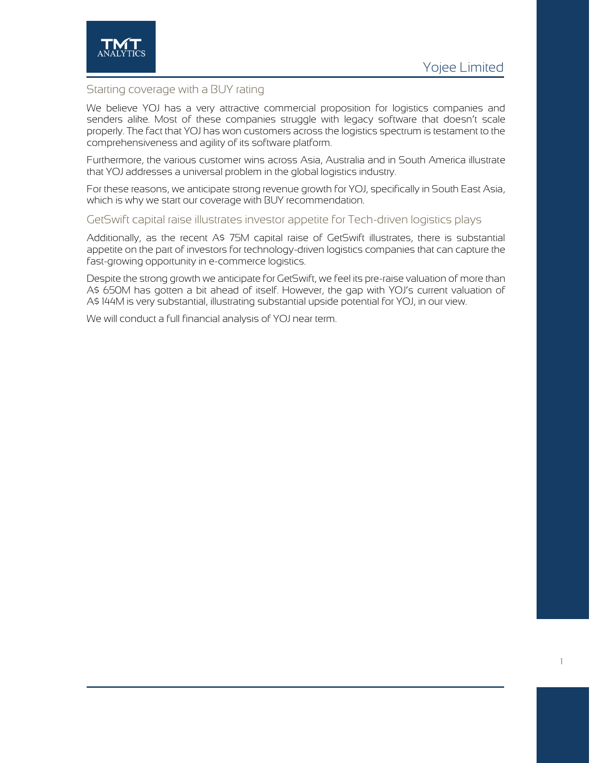## Starting coverage with a BUY rating

We believe YOJ has a very attractive commercial proposition for logistics companies and senders alike. Most of these companies struggle with legacy software that doesn't scale properly. The fact that YOJ has won customers across the logistics spectrum is testament to the comprehensiveness and agility of its software platform.

Furthermore, the various customer wins across Asia, Australia and in South America illustrate that YOJ addresses a universal problem in the global logistics industry.

For these reasons, we anticipate strong revenue growth for YOJ, specifically in South East Asia, which is why we start our coverage with BUY recommendation.

## GetSwift capital raise illustrates investor appetite for Tech-driven logistics plays

Additionally, as the recent A$ 75M capital raise of GetSwift illustrates, there is substantial appetite on the part of investors for technology-driven logistics companies that can capture the fast-growing opportunity in e-commerce logistics.

Despite the strong growth we anticipate for GetSwift, we feel its pre-raise valuation of more than A$ 650M has gotten a bit ahead of itself. However, the gap with YOJ's current valuation of A$ 144M is very substantial, illustrating substantial upside potential for YOJ, in our view.

We will conduct a full financial analysis of YOJ near term.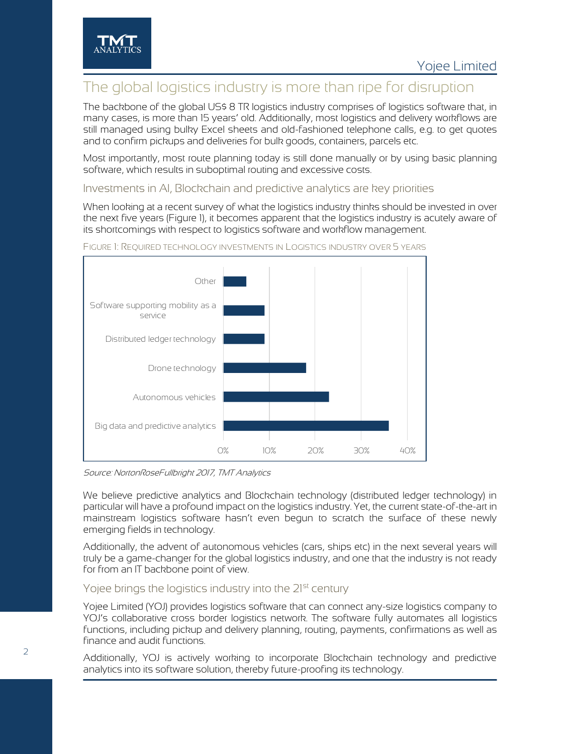## The global logistics industry is more than ripe for disruption

The backbone of the global US$ 8 TR logistics industry comprises of logistics software that, in many cases, is more than 15 years' old. Additionally, most logistics and delivery workflows are still managed using bulky Excel sheets and old-fashioned telephone calls, e.g. to get quotes and to confirm pickups and deliveries for bulk goods, containers, parcels etc.

Most importantly, most route planning today is still done manually or by using basic planning software, which results in suboptimal routing and excessive costs.

### Investments in AI, Blockchain and predictive analytics are key priorities

When looking at a recent survey of what the logistics industry thinks should be invested in over the next five years (Figure 1), it becomes apparent that the logistics industry is acutely aware of its shortcomings with respect to logistics software and workflow management.

FIGURE 1: REQUIRED TECHNOLOGY INVESTMENTS IN LOGISTICS INDUSTRY OVER 5 YEARS

| Category | Share (approx.) |
|---|---|
| Other | 5% |
| Software supporting mobility as a service | 9% |
| Distributed ledger technology | 9% |
| Drone technology | 18% |
| Autonomous vehicles | 23% |
| Big data and predictive analytics | 36% |

*Source: NortonRoseFullbright 2017, TMT Analytics*

We believe predictive analytics and Blockchain technology (distributed ledger technology) in particular will have a profound impact on the logistics industry. Yet, the current state-of-the-art in mainstream logistics software hasn't even begun to scratch the surface of these newly emerging fields in technology.

Additionally, the advent of autonomous vehicles (cars, ships etc) in the next several years will truly be a game-changer for the global logistics industry, and one that the industry is not ready for from an IT backbone point of view.

### Yojee brings the logistics industry into the 21st century

Yojee Limited (YOJ) provides logistics software that can connect any-size logistics company to YOJ's collaborative cross border logistics network. The software fully automates all logistics functions, including pickup and delivery planning, routing, payments, confirmations as well as finance and audit functions.

Additionally, YOJ is actively working to incorporate Blockchain technology and predictive analytics into its software solution, thereby future-proofing its technology.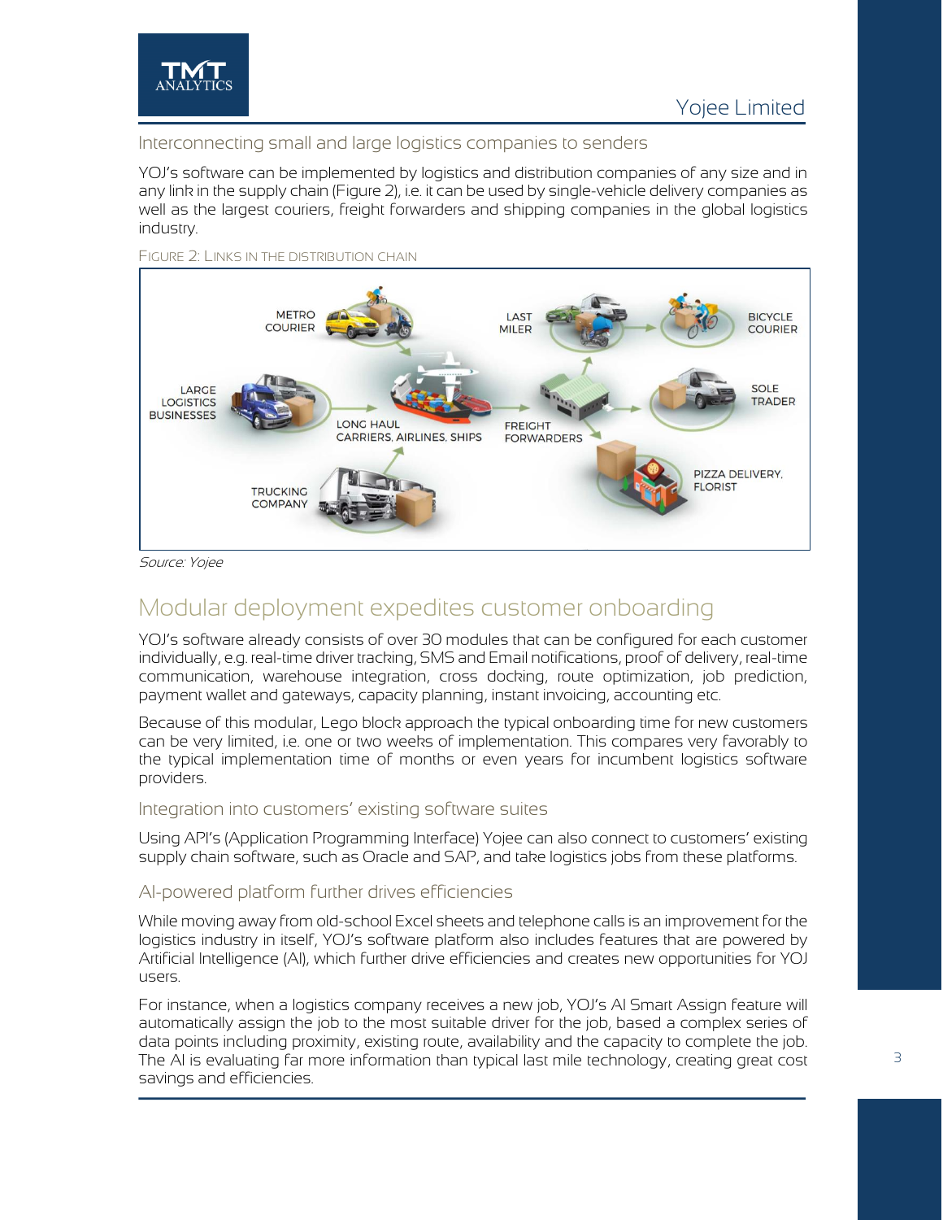### Interconnecting small and large logistics companies to senders

YOJ's software can be implemented by logistics and distribution companies of any size and in any link in the supply chain (Figure 2), i.e. it can be used by single-vehicle delivery companies as well as the largest couriers, freight forwarders and shipping companies in the global logistics industry.

FIGURE 2: LINKS IN THE DISTRIBUTION CHAIN

*Source: Yojee*

## Modular deployment expedites customer onboarding

YOJ's software already consists of over 30 modules that can be configured for each customer individually, e.g. real-time driver tracking, SMS and Email notifications, proof of delivery, real-time communication, warehouse integration, cross docking, route optimization, job prediction, payment wallet and gateways, capacity planning, instant invoicing, accounting etc.

Because of this modular, Lego block approach the typical onboarding time for new customers can be very limited, i.e. one or two weeks of implementation. This compares very favorably to the typical implementation time of months or even years for incumbent logistics software providers.

### Integration into customers' existing software suites

Using API's (Application Programming Interface) Yojee can also connect to customers' existing supply chain software, such as Oracle and SAP, and take logistics jobs from these platforms.

### AI-powered platform further drives efficiencies

While moving away from old-school Excel sheets and telephone calls is an improvement for the logistics industry in itself, YOJ's software platform also includes features that are powered by Artificial Intelligence (AI), which further drive efficiencies and creates new opportunities for YOJ users.

For instance, when a logistics company receives a new job, YOJ's AI Smart Assign feature will automatically assign the job to the most suitable driver for the job, based a complex series of data points including proximity, existing route, availability and the capacity to complete the job. The AI is evaluating far more information than typical last mile technology, creating great cost savings and efficiencies.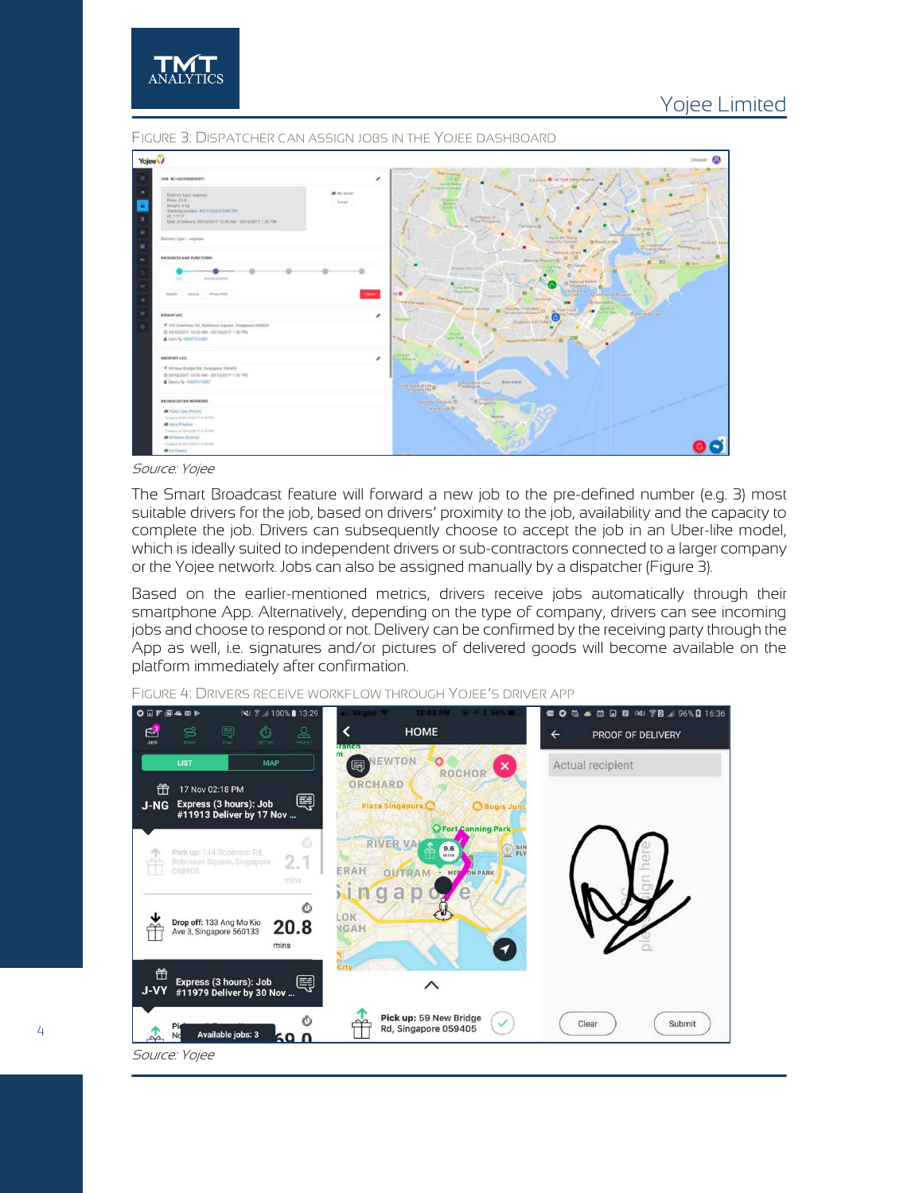FIGURE 3: DISPATCHER CAN ASSIGN JOBS IN THE YOJEE DASHBOARD

*Source: Yojee*

The Smart Broadcast feature will forward a new job to the pre-defined number (e.g. 3) most suitable drivers for the job, based on drivers' proximity to the job, availability and the capacity to complete the job. Drivers can subsequently choose to accept the job in an Uber-like model, which is ideally suited to independent drivers or sub-contractors connected to a larger company or the Yojee network. Jobs can also be assigned manually by a dispatcher (Figure 3).

Based on the earlier-mentioned metrics, drivers receive jobs automatically through their smartphone App. Alternatively, depending on the type of company, drivers can see incoming jobs and choose to respond or not. Delivery can be confirmed by the receiving party through the App as well, i.e. signatures and/or pictures of delivered goods will become available on the platform immediately after confirmation.

FIGURE 4: DRIVERS RECEIVE WORKFLOW THROUGH YOJEE'S DRIVER APP

*Source: Yojee*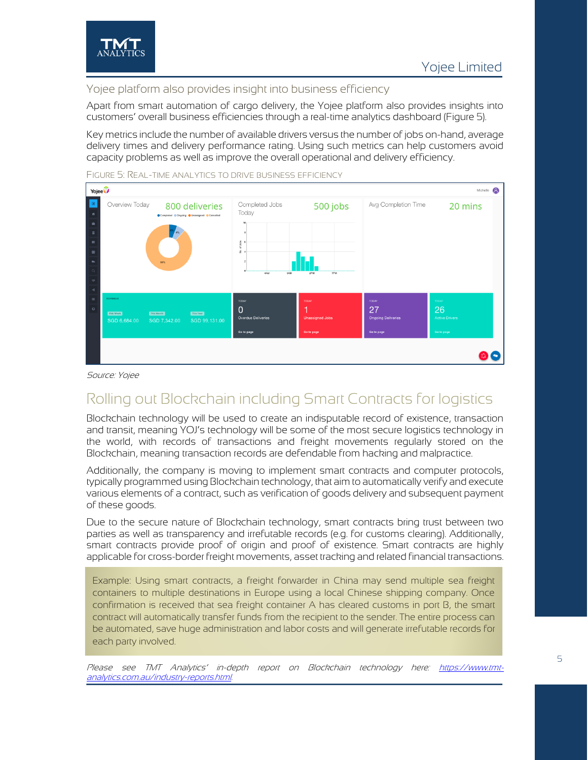## Yojee platform also provides insight into business efficiency

Apart from smart automation of cargo delivery, the Yojee platform also provides insights into customers' overall business efficiencies through a real-time analytics dashboard (Figure 5).

Key metrics include the number of available drivers versus the number of jobs on-hand, average delivery times and delivery performance rating. Using such metrics can help customers avoid capacity problems as well as improve the overall operational and delivery efficiency.

FIGURE 5: REAL-TIME ANALYTICS TO DRIVE BUSINESS EFFICIENCY

*Source: Yojee*

## Rolling out Blockchain including Smart Contracts for logistics

Blockchain technology will be used to create an indisputable record of existence, transaction and transit, meaning YOJ's technology will be some of the most secure logistics technology in the world, with records of transactions and freight movements regularly stored on the Blockchain, meaning transaction records are defendable from hacking and malpractice.

Additionally, the company is moving to implement smart contracts and computer protocols, typically programmed using Blockchain technology, that aim to automatically verify and execute various elements of a contract, such as verification of goods delivery and subsequent payment of these goods.

Due to the secure nature of Blockchain technology, smart contracts bring trust between two parties as well as transparency and irrefutable records (e.g. for customs clearing). Additionally, smart contracts provide proof of origin and proof of existence. Smart contracts are highly applicable for cross-border freight movements, asset tracking and related financial transactions.

> Example: Using smart contracts, a freight forwarder in China may send multiple sea freight containers to multiple destinations in Europe using a local Chinese shipping company. Once confirmation is received that sea freight container A has cleared customs in port B, the smart contract will automatically transfer funds from the recipient to the sender. The entire process can be automated, save huge administration and labor costs and will generate irrefutable records for each party involved.

*Please see TMT Analytics' in-depth report on Blockchain technology here: [https://www.tmt-analytics.com.au/industry-reports.html](https://www.tmt-analytics.com.au/industry-reports.html)*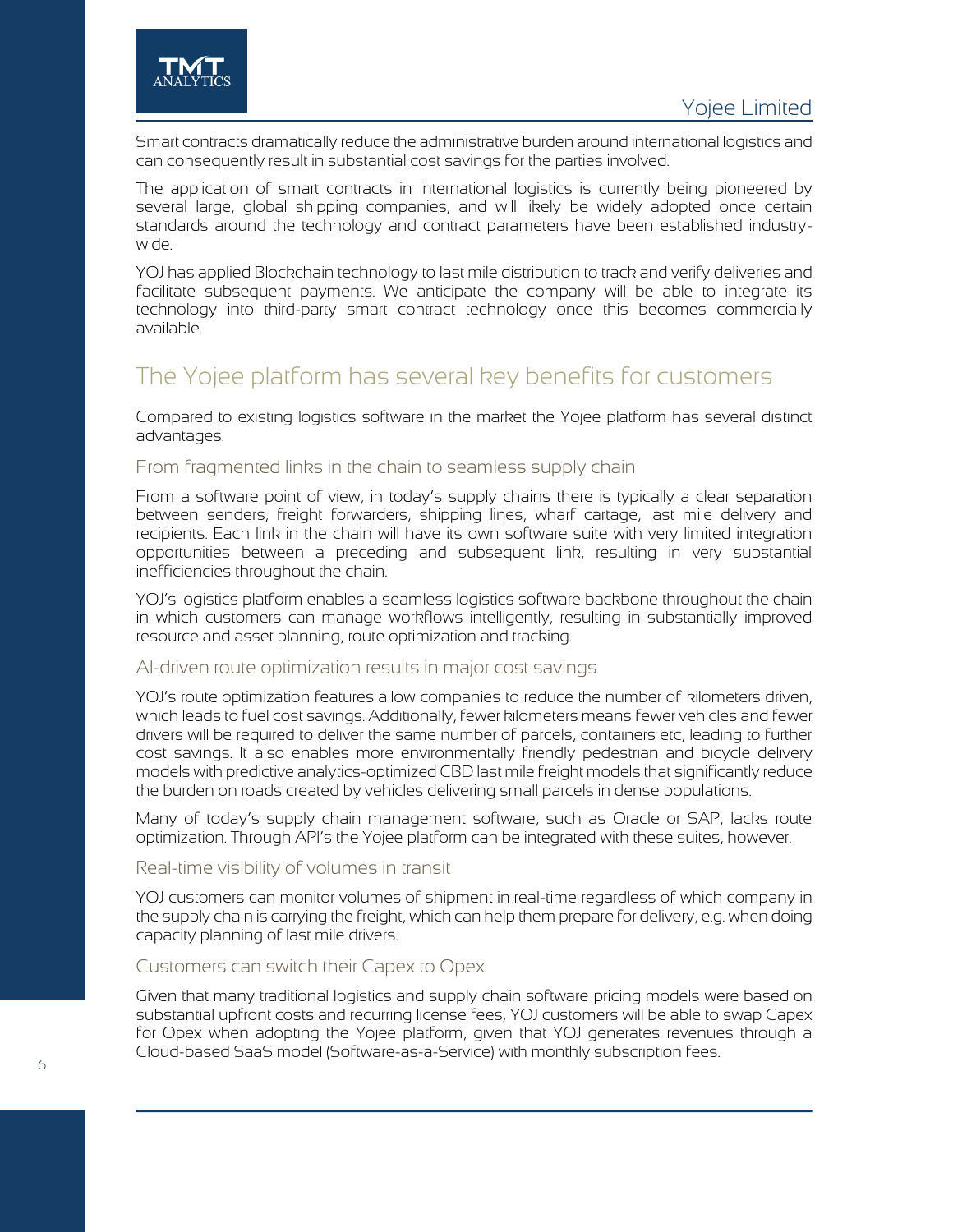Smart contracts dramatically reduce the administrative burden around international logistics and can consequently result in substantial cost savings for the parties involved.

The application of smart contracts in international logistics is currently being pioneered by several large, global shipping companies, and will likely be widely adopted once certain standards around the technology and contract parameters have been established industry-wide.

YOJ has applied Blockchain technology to last mile distribution to track and verify deliveries and facilitate subsequent payments. We anticipate the company will be able to integrate its technology into third-party smart contract technology once this becomes commercially available.

## The Yojee platform has several key benefits for customers

Compared to existing logistics software in the market the Yojee platform has several distinct advantages.

### From fragmented links in the chain to seamless supply chain

From a software point of view, in today's supply chains there is typically a clear separation between senders, freight forwarders, shipping lines, wharf cartage, last mile delivery and recipients. Each link in the chain will have its own software suite with very limited integration opportunities between a preceding and subsequent link, resulting in very substantial inefficiencies throughout the chain.

YOJ's logistics platform enables a seamless logistics software backbone throughout the chain in which customers can manage workflows intelligently, resulting in substantially improved resource and asset planning, route optimization and tracking.

### AI-driven route optimization results in major cost savings

YOJ's route optimization features allow companies to reduce the number of kilometers driven, which leads to fuel cost savings. Additionally, fewer kilometers means fewer vehicles and fewer drivers will be required to deliver the same number of parcels, containers etc, leading to further cost savings. It also enables more environmentally friendly pedestrian and bicycle delivery models with predictive analytics-optimized CBD last mile freight models that significantly reduce the burden on roads created by vehicles delivering small parcels in dense populations.

Many of today's supply chain management software, such as Oracle or SAP, lacks route optimization. Through API's the Yojee platform can be integrated with these suites, however.

### Real-time visibility of volumes in transit

YOJ customers can monitor volumes of shipment in real-time regardless of which company in the supply chain is carrying the freight, which can help them prepare for delivery, e.g. when doing capacity planning of last mile drivers.

### Customers can switch their Capex to Opex

Given that many traditional logistics and supply chain software pricing models were based on substantial upfront costs and recurring license fees, YOJ customers will be able to swap Capex for Opex when adopting the Yojee platform, given that YOJ generates revenues through a Cloud-based SaaS model (Software-as-a-Service) with monthly subscription fees.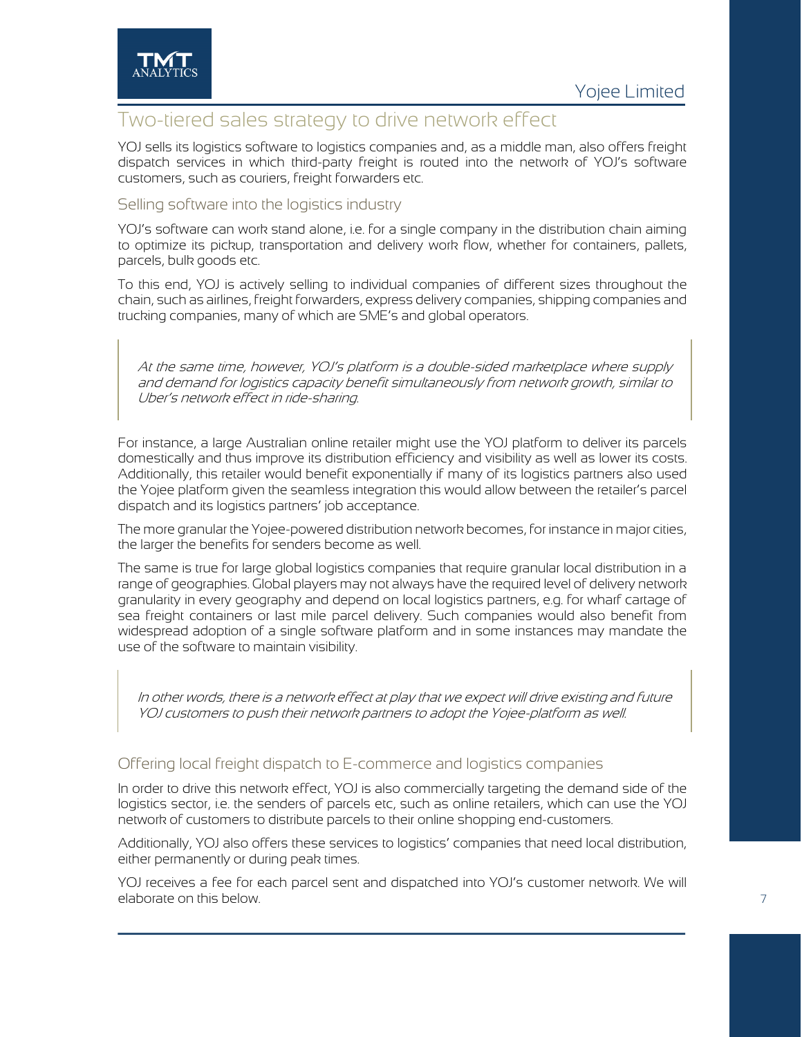## Two-tiered sales strategy to drive network effect

YOJ sells its logistics software to logistics companies and, as a middle man, also offers freight dispatch services in which third-party freight is routed into the network of YOJ's software customers, such as couriers, freight forwarders etc.

### Selling software into the logistics industry

YOJ's software can work stand alone, i.e. for a single company in the distribution chain aiming to optimize its pickup, transportation and delivery work flow, whether for containers, pallets, parcels, bulk goods etc.

To this end, YOJ is actively selling to individual companies of different sizes throughout the chain, such as airlines, freight forwarders, express delivery companies, shipping companies and trucking companies, many of which are SME's and global operators.

> *At the same time, however, YOJ's platform is a double-sided marketplace where supply and demand for logistics capacity benefit simultaneously from network growth, similar to Uber's network effect in ride-sharing.*

For instance, a large Australian online retailer might use the YOJ platform to deliver its parcels domestically and thus improve its distribution efficiency and visibility as well as lower its costs. Additionally, this retailer would benefit exponentially if many of its logistics partners also used the Yojee platform given the seamless integration this would allow between the retailer's parcel dispatch and its logistics partners' job acceptance.

The more granular the Yojee-powered distribution network becomes, for instance in major cities, the larger the benefits for senders become as well.

The same is true for large global logistics companies that require granular local distribution in a range of geographies. Global players may not always have the required level of delivery network granularity in every geography and depend on local logistics partners, e.g. for wharf cartage of sea freight containers or last mile parcel delivery. Such companies would also benefit from widespread adoption of a single software platform and in some instances may mandate the use of the software to maintain visibility.

> *In other words, there is a network effect at play that we expect will drive existing and future YOJ customers to push their network partners to adopt the Yojee-platform as well.*

### Offering local freight dispatch to E-commerce and logistics companies

In order to drive this network effect, YOJ is also commercially targeting the demand side of the logistics sector, i.e. the senders of parcels etc, such as online retailers, which can use the YOJ network of customers to distribute parcels to their online shopping end-customers.

Additionally, YOJ also offers these services to logistics' companies that need local distribution, either permanently or during peak times.

YOJ receives a fee for each parcel sent and dispatched into YOJ's customer network. We will elaborate on this below.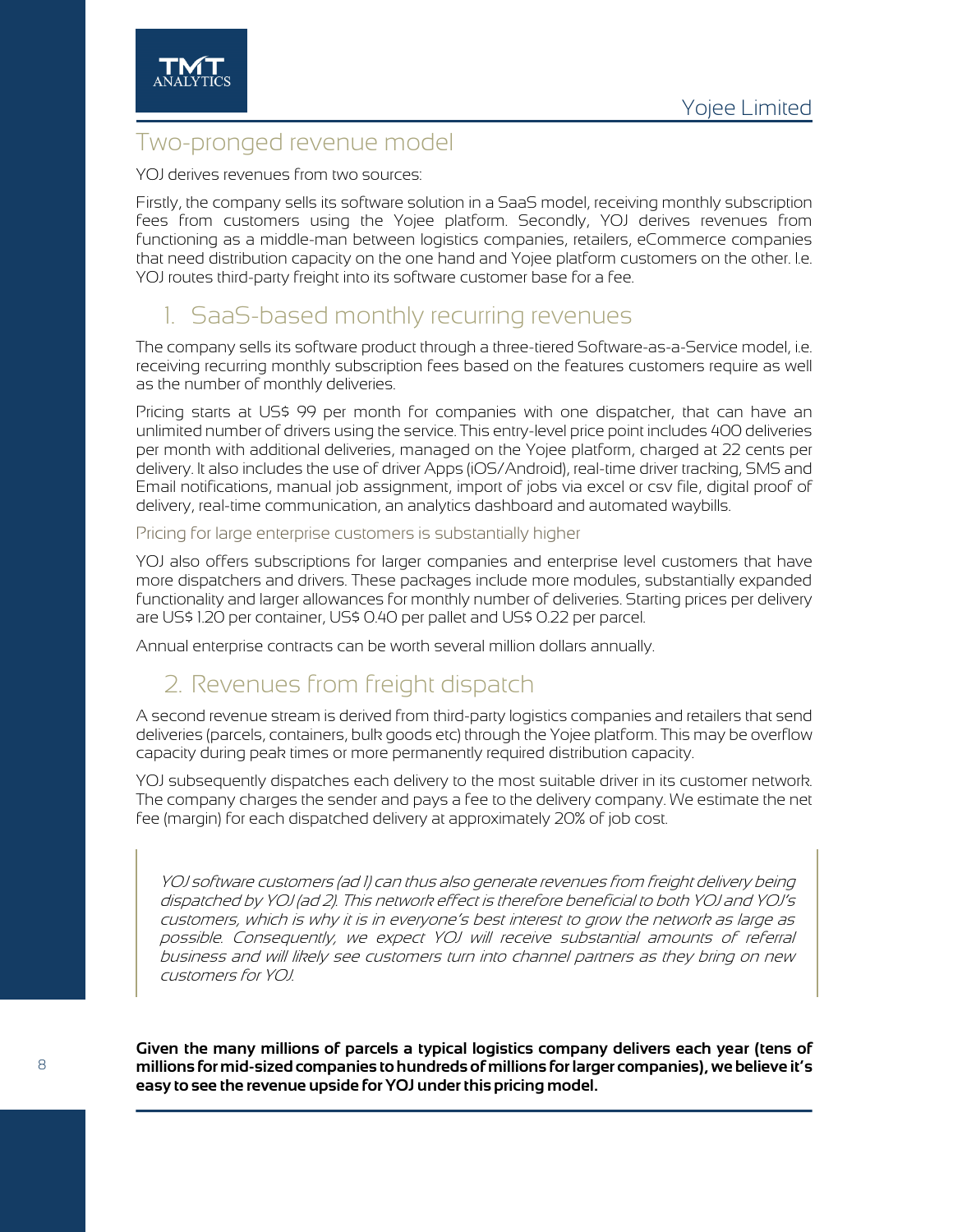## Two-pronged revenue model

YOJ derives revenues from two sources:

Firstly, the company sells its software solution in a SaaS model, receiving monthly subscription fees from customers using the Yojee platform. Secondly, YOJ derives revenues from functioning as a middle-man between logistics companies, retailers, eCommerce companies that need distribution capacity on the one hand and Yojee platform customers on the other. I.e. YOJ routes third-party freight into its software customer base for a fee.

### 1. SaaS-based monthly recurring revenues

The company sells its software product through a three-tiered Software-as-a-Service model, i.e. receiving recurring monthly subscription fees based on the features customers require as well as the number of monthly deliveries.

Pricing starts at US$ 99 per month for companies with one dispatcher, that can have an unlimited number of drivers using the service. This entry-level price point includes 400 deliveries per month with additional deliveries, managed on the Yojee platform, charged at 22 cents per delivery. It also includes the use of driver Apps (iOS/Android), real-time driver tracking, SMS and Email notifications, manual job assignment, import of jobs via excel or csv file, digital proof of delivery, real-time communication, an analytics dashboard and automated waybills.

#### Pricing for large enterprise customers is substantially higher

YOJ also offers subscriptions for larger companies and enterprise level customers that have more dispatchers and drivers. These packages include more modules, substantially expanded functionality and larger allowances for monthly number of deliveries. Starting prices per delivery are US$ 1.20 per container, US$ 0.40 per pallet and US$ 0.22 per parcel.

Annual enterprise contracts can be worth several million dollars annually.

### 2. Revenues from freight dispatch

A second revenue stream is derived from third-party logistics companies and retailers that send deliveries (parcels, containers, bulk goods etc) through the Yojee platform. This may be overflow capacity during peak times or more permanently required distribution capacity.

YOJ subsequently dispatches each delivery to the most suitable driver in its customer network. The company charges the sender and pays a fee to the delivery company. We estimate the net fee (margin) for each dispatched delivery at approximately 20% of job cost.

> *YOJ software customers (ad 1) can thus also generate revenues from freight delivery being dispatched by YOJ (ad 2). This network effect is therefore beneficial to both YOJ and YOJ's customers, which is why it is in everyone's best interest to grow the network as large as possible. Consequently, we expect YOJ will receive substantial amounts of referral business and will likely see customers turn into channel partners as they bring on new customers for YOJ.*

**Given the many millions of parcels a typical logistics company delivers each year (tens of millions for mid-sized companies to hundreds of millions for larger companies), we believe it's easy to see the revenue upside for YOJ under this pricing model.**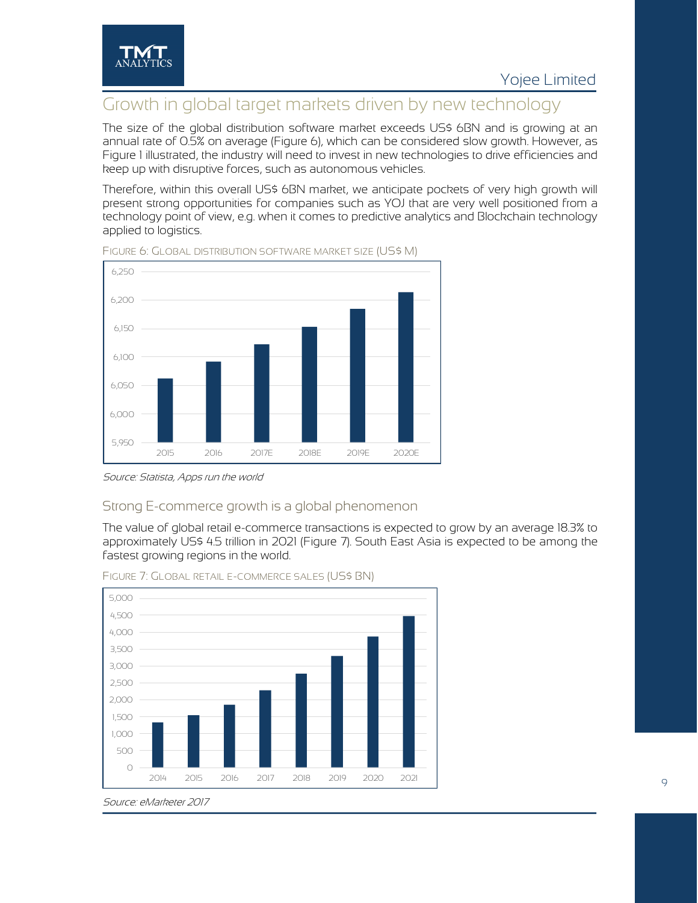## Growth in global target markets driven by new technology

The size of the global distribution software market exceeds US$ 6BN and is growing at an annual rate of 0.5% on average (Figure 6), which can be considered slow growth. However, as Figure 1 illustrated, the industry will need to invest in new technologies to drive efficiencies and keep up with disruptive forces, such as autonomous vehicles.

Therefore, within this overall US$ 6BN market, we anticipate pockets of very high growth will present strong opportunities for companies such as YOJ that are very well positioned from a technology point of view, e.g. when it comes to predictive analytics and Blockchain technology applied to logistics.

FIGURE 6: GLOBAL DISTRIBUTION SOFTWARE MARKET SIZE (US$ M)

*Source: Statista, Apps run the world*

### Strong E-commerce growth is a global phenomenon

The value of global retail e-commerce transactions is expected to grow by an average 18.3% to approximately US$ 4.5 trillion in 2021 (Figure 7). South East Asia is expected to be among the fastest growing regions in the world.

FIGURE 7: GLOBAL RETAIL E-COMMERCE SALES (US$ BN)

*Source: eMarketer 2017*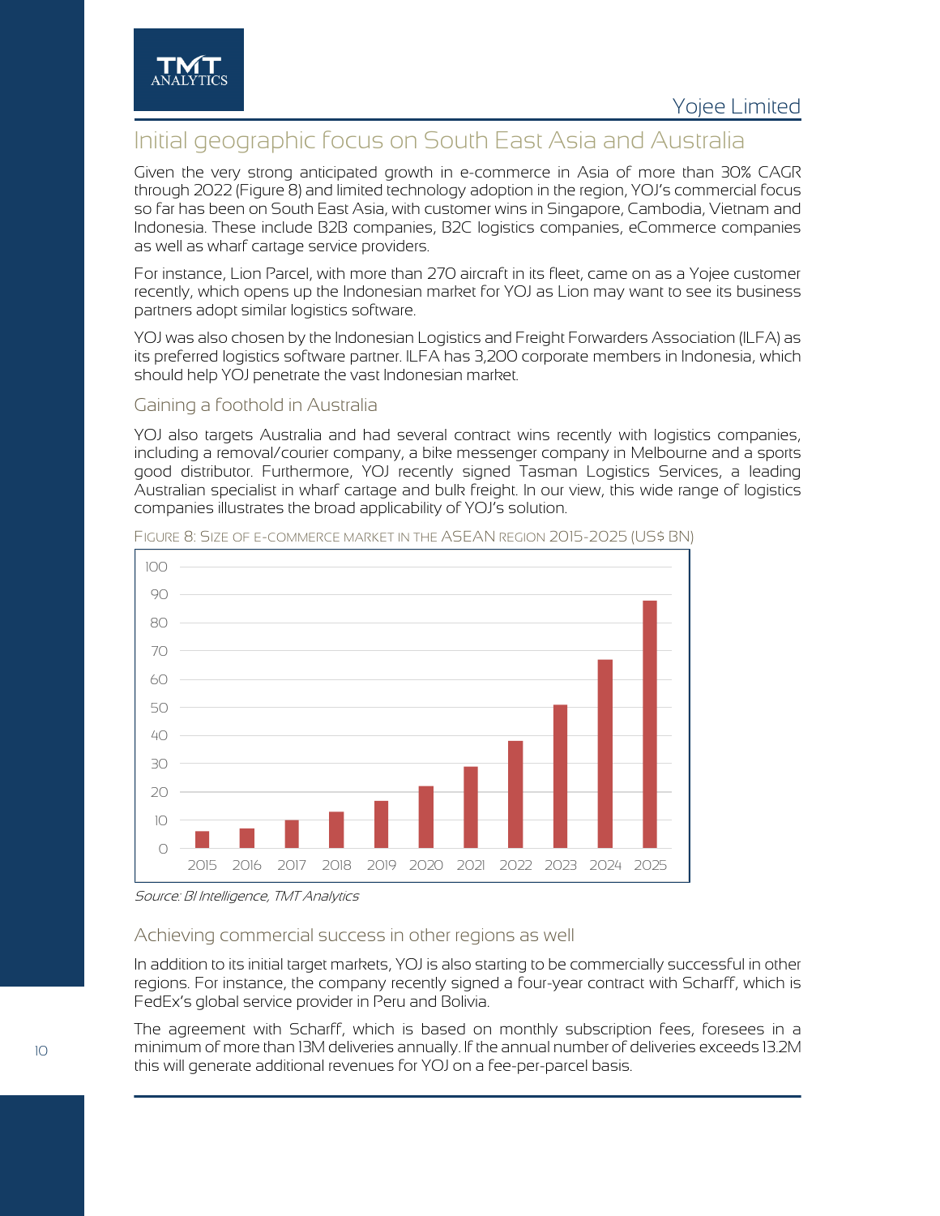## Initial geographic focus on South East Asia and Australia

Given the very strong anticipated growth in e-commerce in Asia of more than 30% CAGR through 2022 (Figure 8) and limited technology adoption in the region, YOJ's commercial focus so far has been on South East Asia, with customer wins in Singapore, Cambodia, Vietnam and Indonesia. These include B2B companies, B2C logistics companies, eCommerce companies as well as wharf cartage service providers.

For instance, Lion Parcel, with more than 270 aircraft in its fleet, came on as a Yojee customer recently, which opens up the Indonesian market for YOJ as Lion may want to see its business partners adopt similar logistics software.

YOJ was also chosen by the Indonesian Logistics and Freight Forwarders Association (ILFA) as its preferred logistics software partner. ILFA has 3,200 corporate members in Indonesia, which should help YOJ penetrate the vast Indonesian market.

### Gaining a foothold in Australia

YOJ also targets Australia and had several contract wins recently with logistics companies, including a removal/courier company, a bike messenger company in Melbourne and a sports good distributor. Furthermore, YOJ recently signed Tasman Logistics Services, a leading Australian specialist in wharf cartage and bulk freight. In our view, this wide range of logistics companies illustrates the broad applicability of YOJ's solution.

FIGURE 8: SIZE OF E-COMMERCE MARKET IN THE ASEAN REGION 2015-2025 (US$ BN)

| Year | US$ BN (approx.) |
|---|---|
| 2015 | 6 |
| 2016 | 7 |
| 2017 | 10 |
| 2018 | 13 |
| 2019 | 17 |
| 2020 | 22 |
| 2021 | 29 |
| 2022 | 38 |
| 2023 | 51 |
| 2024 | 67 |
| 2025 | 88 |

*Source: BI Intelligence, TMT Analytics*

### Achieving commercial success in other regions as well

In addition to its initial target markets, YOJ is also starting to be commercially successful in other regions. For instance, the company recently signed a four-year contract with Scharff, which is FedEx's global service provider in Peru and Bolivia.

The agreement with Scharff, which is based on monthly subscription fees, foresees in a minimum of more than 13M deliveries annually. If the annual number of deliveries exceeds 13.2M this will generate additional revenues for YOJ on a fee-per-parcel basis.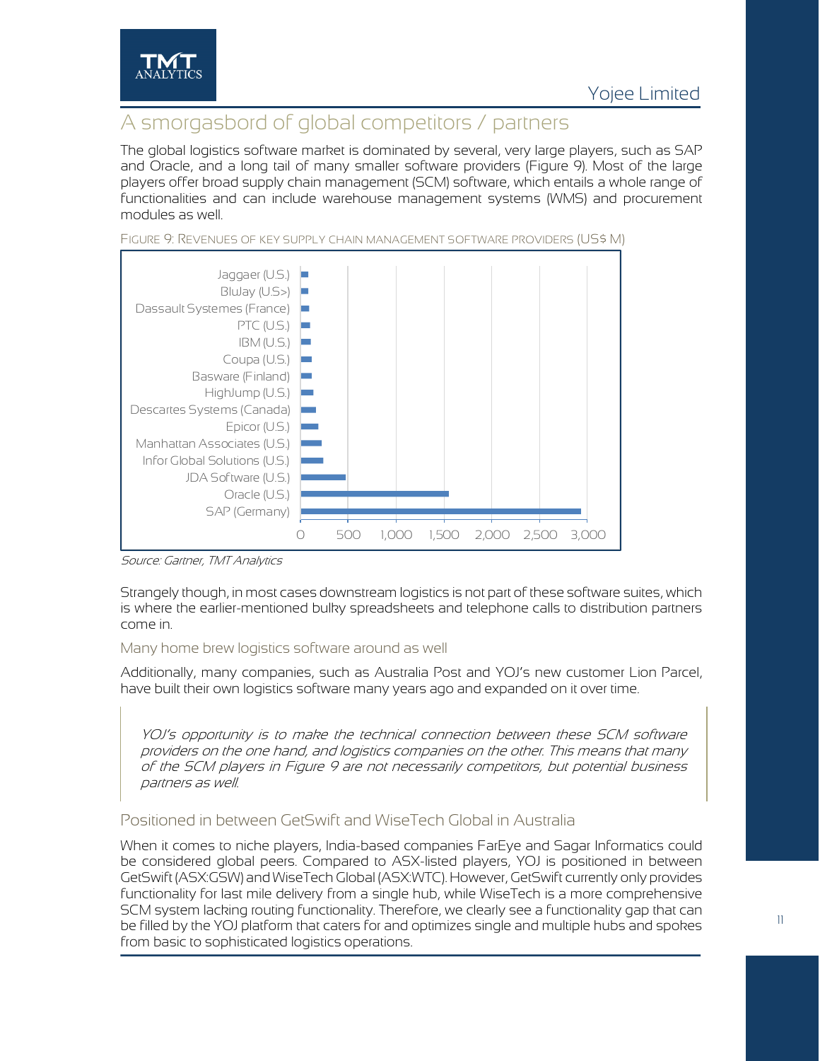## A smorgasbord of global competitors / partners

The global logistics software market is dominated by several, very large players, such as SAP and Oracle, and a long tail of many smaller software providers (Figure 9). Most of the large players offer broad supply chain management (SCM) software, which entails a whole range of functionalities and can include warehouse management systems (WMS) and procurement modules as well.

FIGURE 9: REVENUES OF KEY SUPPLY CHAIN MANAGEMENT SOFTWARE PROVIDERS (US$ M)

| Company | Revenue (US$ M, approx.) |
|---|---|
| Jaggaer (U.S.) | ~80 |
| BluJay (U.S>) | ~80 |
| Dassault Systemes (France) | ~90 |
| PTC (U.S.) | ~95 |
| IBM (U.S.) | ~100 |
| Coupa (U.S.) | ~110 |
| Basware (Finland) | ~115 |
| HighJump (U.S.) | ~130 |
| Descartes Systems (Canada) | ~160 |
| Epicor (U.S.) | ~180 |
| Manhattan Associates (U.S.) | ~220 |
| Infor Global Solutions (U.S.) | ~235 |
| JDA Software (U.S.) | ~470 |
| Oracle (U.S.) | ~1,550 |
| SAP (Germany) | ~2,930 |

*Source: Gartner, TMT Analytics*

Strangely though, in most cases downstream logistics is not part of these software suites, which is where the earlier-mentioned bulky spreadsheets and telephone calls to distribution partners come in.

### Many home brew logistics software around as well

Additionally, many companies, such as Australia Post and YOJ's new customer Lion Parcel, have built their own logistics software many years ago and expanded on it over time.

> *YOJ's opportunity is to make the technical connection between these SCM software providers on the one hand, and logistics companies on the other. This means that many of the SCM players in Figure 9 are not necessarily competitors, but potential business partners as well.*

## Positioned in between GetSwift and WiseTech Global in Australia

When it comes to niche players, India-based companies FarEye and Sagar Informatics could be considered global peers. Compared to ASX-listed players, YOJ is positioned in between GetSwift (ASX:GSW) and WiseTech Global (ASX:WTC). However, GetSwift currently only provides functionality for last mile delivery from a single hub, while WiseTech is a more comprehensive SCM system lacking routing functionality. Therefore, we clearly see a functionality gap that can be filled by the YOJ platform that caters for and optimizes single and multiple hubs and spokes from basic to sophisticated logistics operations.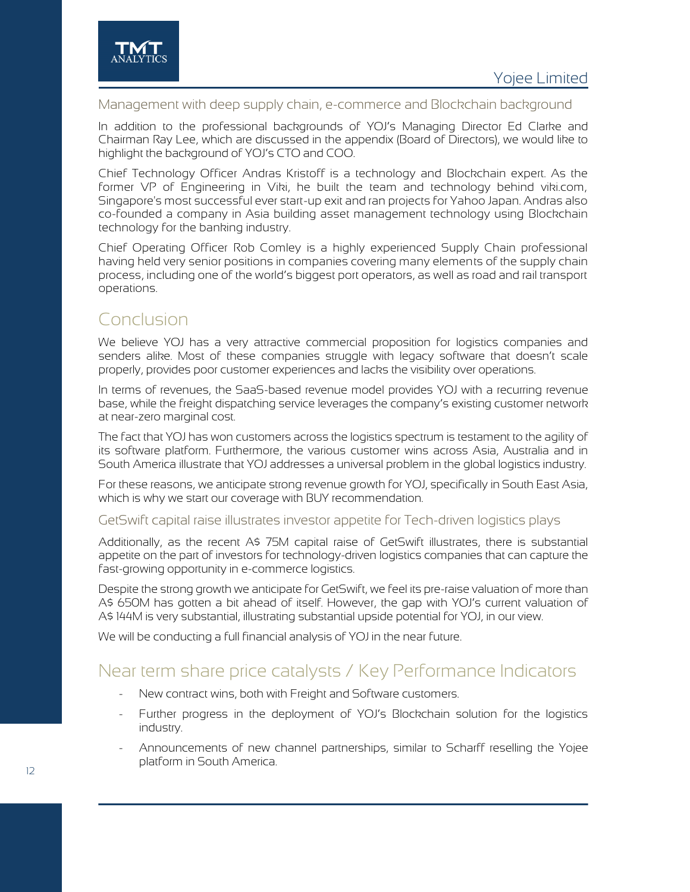### Management with deep supply chain, e-commerce and Blockchain background

In addition to the professional backgrounds of YOJ's Managing Director Ed Clarke and Chairman Ray Lee, which are discussed in the appendix (Board of Directors), we would like to highlight the background of YOJ's CTO and COO.

Chief Technology Officer Andras Kristoff is a technology and Blockchain expert. As the former VP of Engineering in Viki, he built the team and technology behind viki.com, Singapore's most successful ever start-up exit and ran projects for Yahoo Japan. Andras also co-founded a company in Asia building asset management technology using Blockchain technology for the banking industry.

Chief Operating Officer Rob Comley is a highly experienced Supply Chain professional having held very senior positions in companies covering many elements of the supply chain process, including one of the world's biggest port operators, as well as road and rail transport operations.

## Conclusion

We believe YOJ has a very attractive commercial proposition for logistics companies and senders alike. Most of these companies struggle with legacy software that doesn't scale properly, provides poor customer experiences and lacks the visibility over operations.

In terms of revenues, the SaaS-based revenue model provides YOJ with a recurring revenue base, while the freight dispatching service leverages the company's existing customer network at near-zero marginal cost.

The fact that YOJ has won customers across the logistics spectrum is testament to the agility of its software platform. Furthermore, the various customer wins across Asia, Australia and in South America illustrate that YOJ addresses a universal problem in the global logistics industry.

For these reasons, we anticipate strong revenue growth for YOJ, specifically in South East Asia, which is why we start our coverage with BUY recommendation.

### GetSwift capital raise illustrates investor appetite for Tech-driven logistics plays

Additionally, as the recent A$ 75M capital raise of GetSwift illustrates, there is substantial appetite on the part of investors for technology-driven logistics companies that can capture the fast-growing opportunity in e-commerce logistics.

Despite the strong growth we anticipate for GetSwift, we feel its pre-raise valuation of more than A$ 650M has gotten a bit ahead of itself. However, the gap with YOJ's current valuation of A$ 144M is very substantial, illustrating substantial upside potential for YOJ, in our view.

We will be conducting a full financial analysis of YOJ in the near future.

## Near term share price catalysts / Key Performance Indicators

- New contract wins, both with Freight and Software customers.
- Further progress in the deployment of YOJ's Blockchain solution for the logistics industry.
- Announcements of new channel partnerships, similar to Scharff reselling the Yojee platform in South America.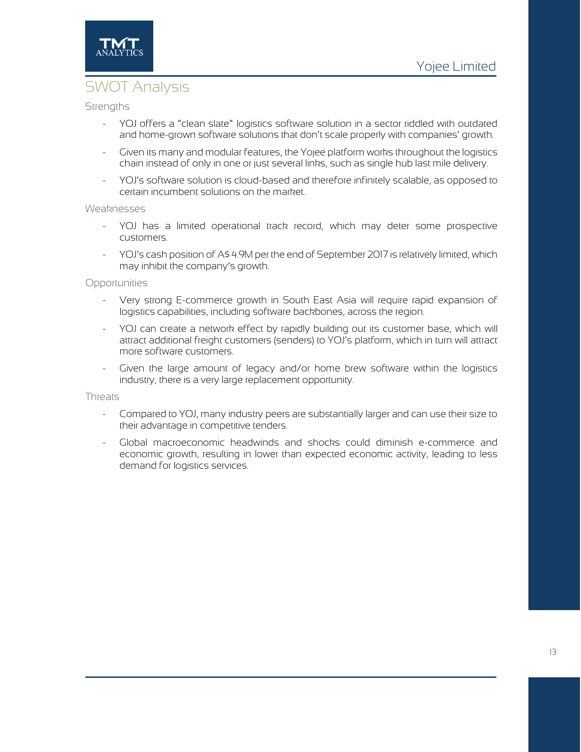## SWOT Analysis

### Strengths

- YOJ offers a "clean slate" logistics software solution in a sector riddled with outdated and home-grown software solutions that don't scale properly with companies' growth.
- Given its many and modular features, the Yojee platform works throughout the logistics chain instead of only in one or just several links, such as single hub last mile delivery.
- YOJ's software solution is cloud-based and therefore infinitely scalable, as opposed to certain incumbent solutions on the market.

### Weaknesses

- YOJ has a limited operational track record, which may deter some prospective customers.
- YOJ's cash position of A$ 4.9M per the end of September 2017 is relatively limited, which may inhibit the company's growth.

### Opportunities

- Very strong E-commerce growth in South East Asia will require rapid expansion of logistics capabilities, including software backbones, across the region.
- YOJ can create a network effect by rapidly building out its customer base, which will attract additional freight customers (senders) to YOJ's platform, which in turn will attract more software customers.
- Given the large amount of legacy and/or home brew software within the logistics industry, there is a very large replacement opportunity.

### Threats

- Compared to YOJ, many industry peers are substantially larger and can use their size to their advantage in competitive tenders.
- Global macroeconomic headwinds and shocks could diminish e-commerce and economic growth, resulting in lower than expected economic activity, leading to less demand for logistics services.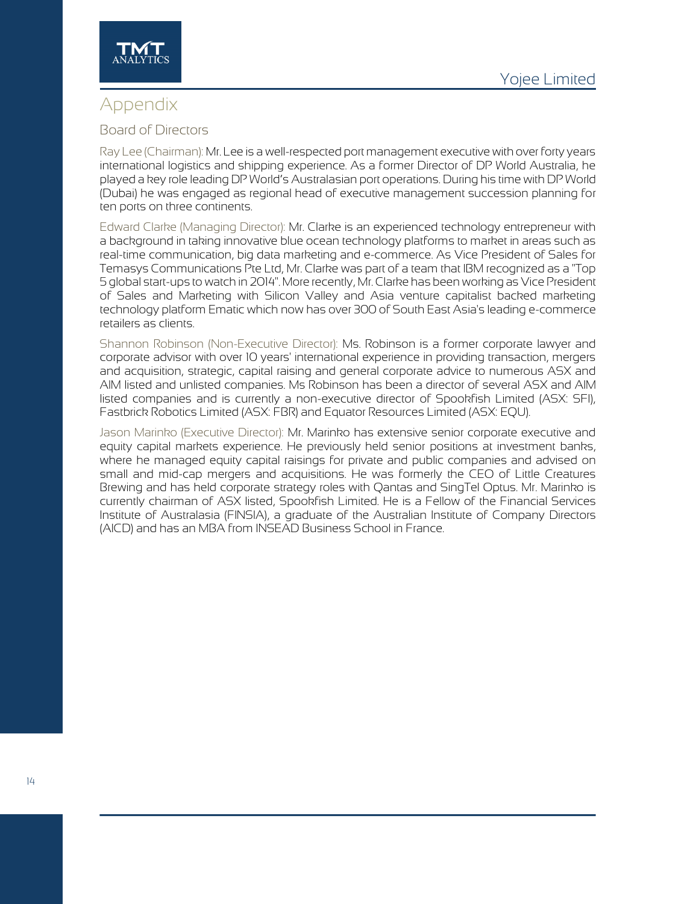# Appendix

## Board of Directors

Ray Lee (Chairman): Mr. Lee is a well-respected port management executive with over forty years international logistics and shipping experience. As a former Director of DP World Australia, he played a key role leading DP World's Australasian port operations. During his time with DP World (Dubai) he was engaged as regional head of executive management succession planning for ten ports on three continents.

Edward Clarke (Managing Director): Mr. Clarke is an experienced technology entrepreneur with a background in taking innovative blue ocean technology platforms to market in areas such as real-time communication, big data marketing and e-commerce. As Vice President of Sales for Temasys Communications Pte Ltd, Mr. Clarke was part of a team that IBM recognized as a "Top 5 global start-ups to watch in 2014". More recently, Mr. Clarke has been working as Vice President of Sales and Marketing with Silicon Valley and Asia venture capitalist backed marketing technology platform Ematic which now has over 300 of South East Asia's leading e-commerce retailers as clients.

Shannon Robinson (Non-Executive Director): Ms. Robinson is a former corporate lawyer and corporate advisor with over 10 years' international experience in providing transaction, mergers and acquisition, strategic, capital raising and general corporate advice to numerous ASX and AIM listed and unlisted companies. Ms Robinson has been a director of several ASX and AIM listed companies and is currently a non-executive director of Spookfish Limited (ASX: SFI), Fastbrick Robotics Limited (ASX: FBR) and Equator Resources Limited (ASX: EQU).

Jason Marinko (Executive Director): Mr. Marinko has extensive senior corporate executive and equity capital markets experience. He previously held senior positions at investment banks, where he managed equity capital raisings for private and public companies and advised on small and mid-cap mergers and acquisitions. He was formerly the CEO of Little Creatures Brewing and has held corporate strategy roles with Qantas and SingTel Optus. Mr. Marinko is currently chairman of ASX listed, Spookfish Limited. He is a Fellow of the Financial Services Institute of Australasia (FINSIA), a graduate of the Australian Institute of Company Directors (AICD) and has an MBA from INSEAD Business School in France.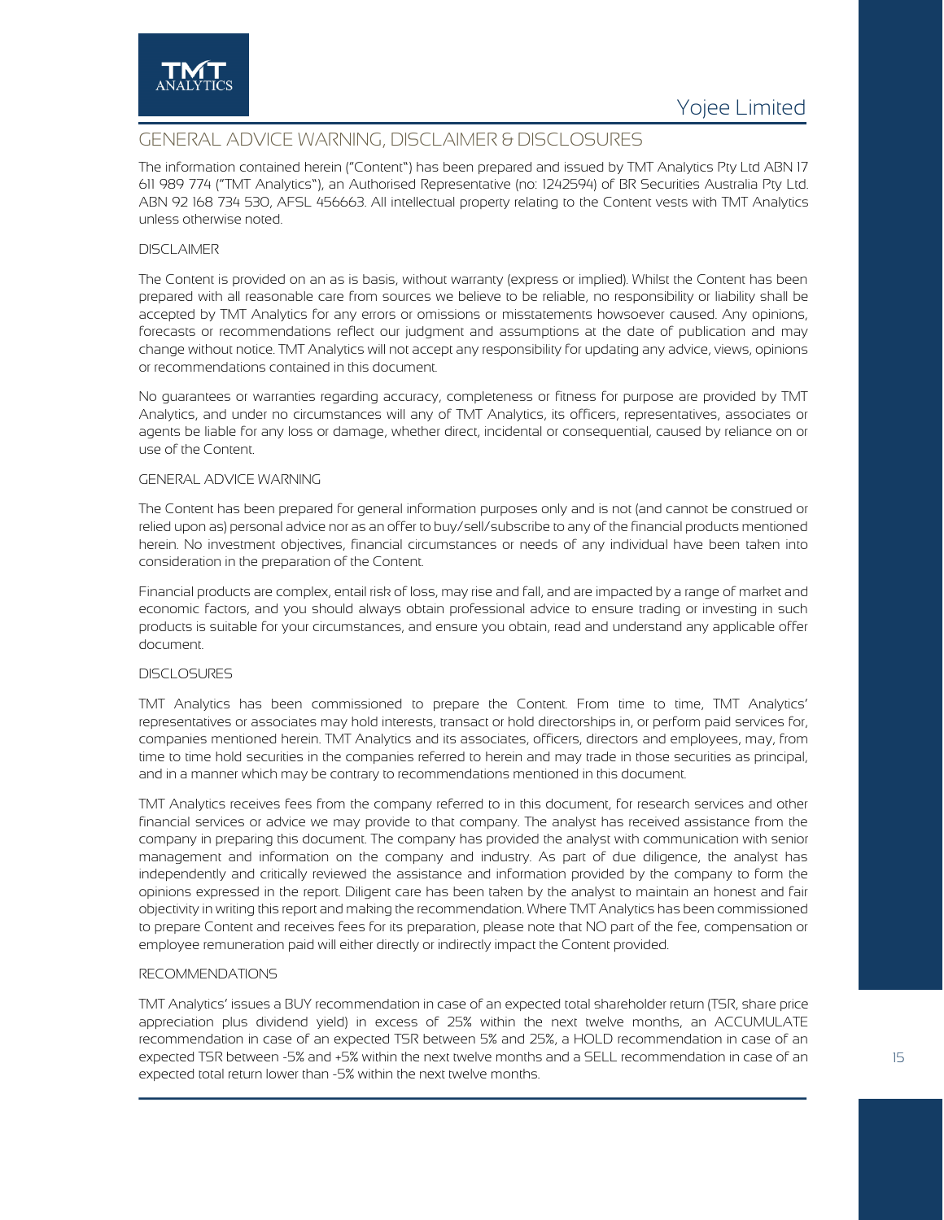# GENERAL ADVICE WARNING, DISCLAIMER & DISCLOSURES

The information contained herein ("Content") has been prepared and issued by TMT Analytics Pty Ltd ABN 17 611 989 774 ("TMT Analytics"), an Authorised Representative (no: 1242594) of BR Securities Australia Pty Ltd. ABN 92 168 734 530, AFSL 456663. All intellectual property relating to the Content vests with TMT Analytics unless otherwise noted.

## DISCLAIMER

The Content is provided on an as is basis, without warranty (express or implied). Whilst the Content has been prepared with all reasonable care from sources we believe to be reliable, no responsibility or liability shall be accepted by TMT Analytics for any errors or omissions or misstatements howsoever caused. Any opinions, forecasts or recommendations reflect our judgment and assumptions at the date of publication and may change without notice. TMT Analytics will not accept any responsibility for updating any advice, views, opinions or recommendations contained in this document.

No guarantees or warranties regarding accuracy, completeness or fitness for purpose are provided by TMT Analytics, and under no circumstances will any of TMT Analytics, its officers, representatives, associates or agents be liable for any loss or damage, whether direct, incidental or consequential, caused by reliance on or use of the Content.

## GENERAL ADVICE WARNING

The Content has been prepared for general information purposes only and is not (and cannot be construed or relied upon as) personal advice nor as an offer to buy/sell/subscribe to any of the financial products mentioned herein. No investment objectives, financial circumstances or needs of any individual have been taken into consideration in the preparation of the Content.

Financial products are complex, entail risk of loss, may rise and fall, and are impacted by a range of market and economic factors, and you should always obtain professional advice to ensure trading or investing in such products is suitable for your circumstances, and ensure you obtain, read and understand any applicable offer document.

## DISCLOSURES

TMT Analytics has been commissioned to prepare the Content. From time to time, TMT Analytics' representatives or associates may hold interests, transact or hold directorships in, or perform paid services for, companies mentioned herein. TMT Analytics and its associates, officers, directors and employees, may, from time to time hold securities in the companies referred to herein and may trade in those securities as principal, and in a manner which may be contrary to recommendations mentioned in this document.

TMT Analytics receives fees from the company referred to in this document, for research services and other financial services or advice we may provide to that company. The analyst has received assistance from the company in preparing this document. The company has provided the analyst with communication with senior management and information on the company and industry. As part of due diligence, the analyst has independently and critically reviewed the assistance and information provided by the company to form the opinions expressed in the report. Diligent care has been taken by the analyst to maintain an honest and fair objectivity in writing this report and making the recommendation. Where TMT Analytics has been commissioned to prepare Content and receives fees for its preparation, please note that NO part of the fee, compensation or employee remuneration paid will either directly or indirectly impact the Content provided.

## RECOMMENDATIONS

TMT Analytics' issues a BUY recommendation in case of an expected total shareholder return (TSR, share price appreciation plus dividend yield) in excess of 25% within the next twelve months, an ACCUMULATE recommendation in case of an expected TSR between 5% and 25%, a HOLD recommendation in case of an expected TSR between -5% and +5% within the next twelve months and a SELL recommendation in case of an expected total return lower than -5% within the next twelve months.